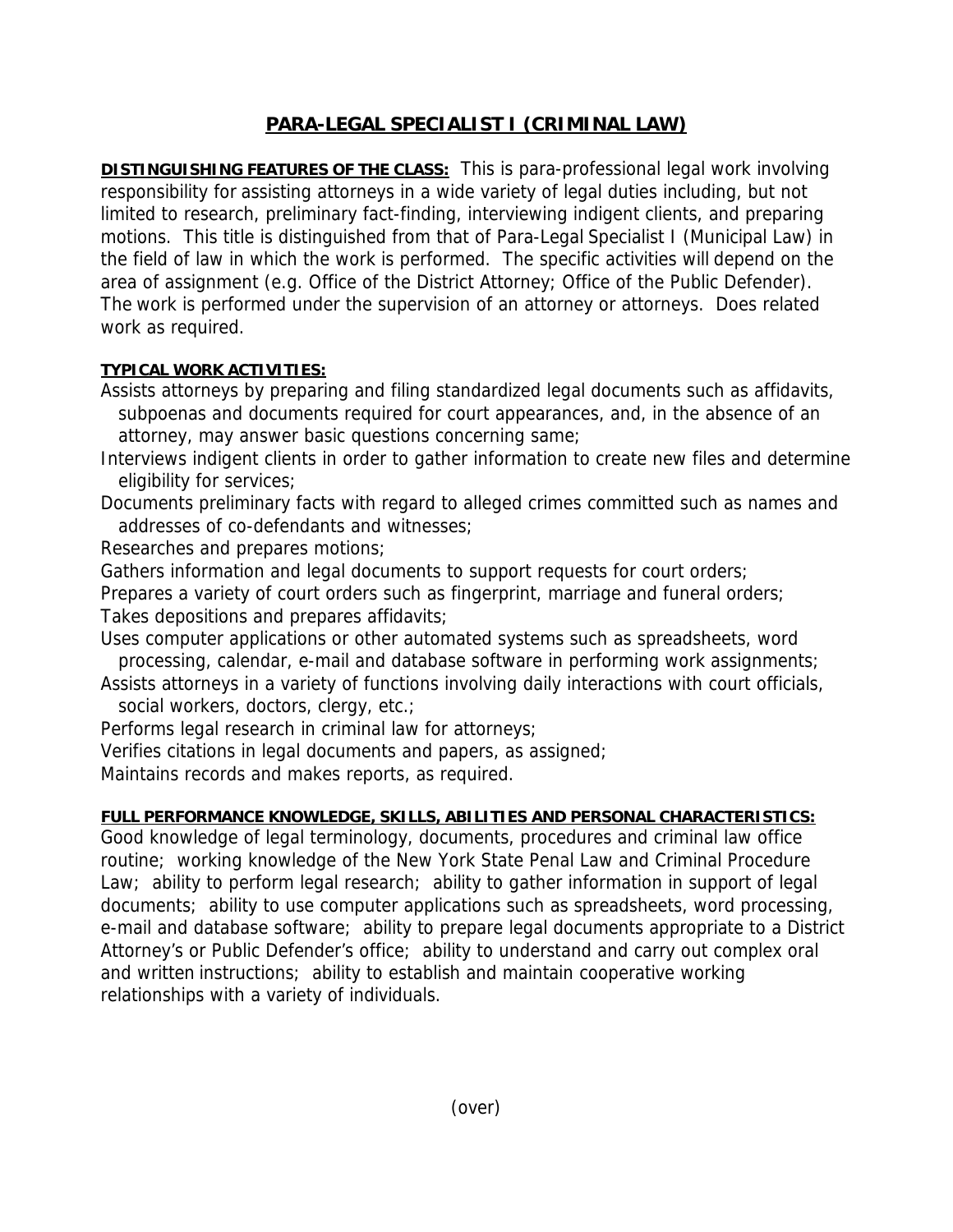# PARA-LEGAL SPECIALIST I (CRIMINAL LAW)

**DISTINGUISHING FEATURES OF THE CLASS:** This is para-professional legal work involving responsibility for assisting attorneys in a wide variety of legal duties including, but not limited to research, preliminary fact-finding, interviewing indigent clients, and preparing motions. This title is distinguished from that of Para-Legal Specialist I (Municipal Law) in the field of law in which the work is performed. The specific activities will depend on the area of assignment (e.g. Office of the District Attorney; Office of the Public Defender). The work is performed under the supervision of an attorney or attorneys. Does related work as required.

**TYPICAL WORK ACTIVITIES:**

Assists attorneys by preparing and filing standardized legal documents such as affidavits, subpoenas and documents required for court appearances, and, in the absence of an attorney, may answer basic questions concerning same;

Interviews indigent clients in order to gather information to create new files and determine eligibility for services;

Documents preliminary facts with regard to alleged crimes committed such as names and addresses of co-defendants and witnesses;

Researches and prepares motions;

Gathers information and legal documents to support requests for court orders;

Prepares a variety of court orders such as fingerprint, marriage and funeral orders;

Takes depositions and prepares affidavits;

Uses computer applications or other automated systems such as spreadsheets, word processing, calendar, e-mail and database software in performing work assignments;

Assists attorneys in a variety of functions involving daily interactions with court officials, social workers, doctors, clergy, etc.;

Performs legal research in criminal law for attorneys;

Verifies citations in legal documents and papers, as assigned;

Maintains records and makes reports, as required.

**FULL PERFORMANCE KNOWLEDGE, SKILLS, ABILITIES AND PERSONAL CHARACTERISTICS:**

Good knowledge of legal terminology, documents, procedures and criminal law office routine; working knowledge of the New York State Penal Law and Criminal Procedure Law; ability to perform legal research; ability to gather information in support of legal documents; ability to use computer applications such as spreadsheets, word processing, e-mail and database software; ability to prepare legal documents appropriate to a District Attorney's or Public Defender's office; ability to understand and carry out complex oral and written instructions; ability to establish and maintain cooperative working relationships with a variety of individuals.

(over)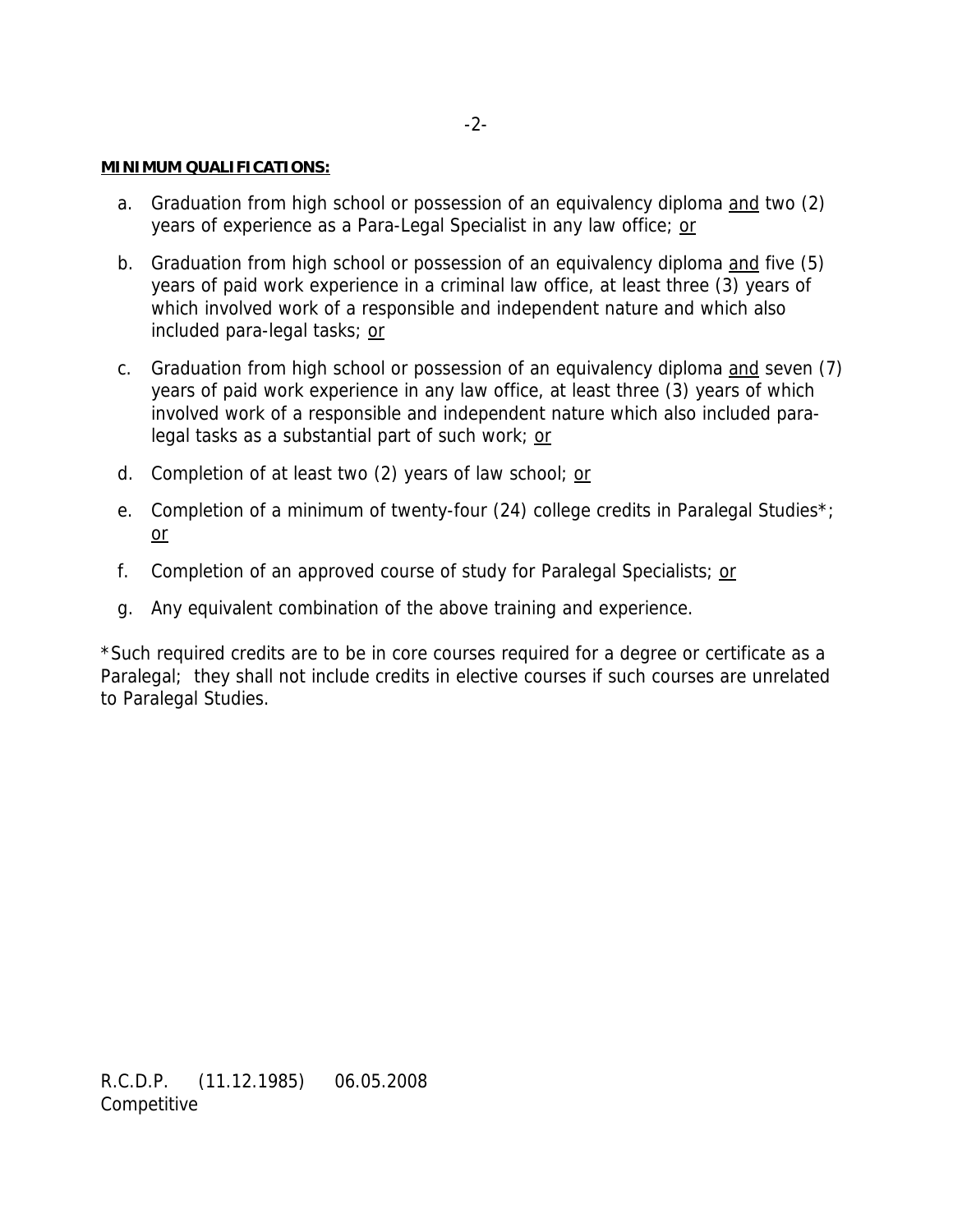**MINIMUM QUALIFICATIONS:**

a. Graduation from high school or possession of an equivalency diploma and two (2) years of experience as a Para-Legal Specialist in any law office; or

b. Graduation from high school or possession of an equivalency diploma and five (5) years of paid work experience in a criminal law office, at least three (3) years of which involved work of a responsible and independent nature and which also included para-legal tasks; or

c. Graduation from high school or possession of an equivalency diploma and seven (7) years of paid work experience in any law office, at least three (3) years of which involved work of a responsible and independent nature which also included para-legal tasks as a substantial part of such work; or

d. Completion of at least two (2) years of law school; or

e. Completion of a minimum of twenty-four (24) college credits in Paralegal Studies*; or

f. Completion of an approved course of study for Paralegal Specialists; or

g. Any equivalent combination of the above training and experience.

*Such required credits are to be in core courses required for a degree or certificate as a Paralegal; they shall not include credits in elective courses if such courses are unrelated to Paralegal Studies.

R.C.D.P. (11.12.1985) 06.05.2008
Competitive